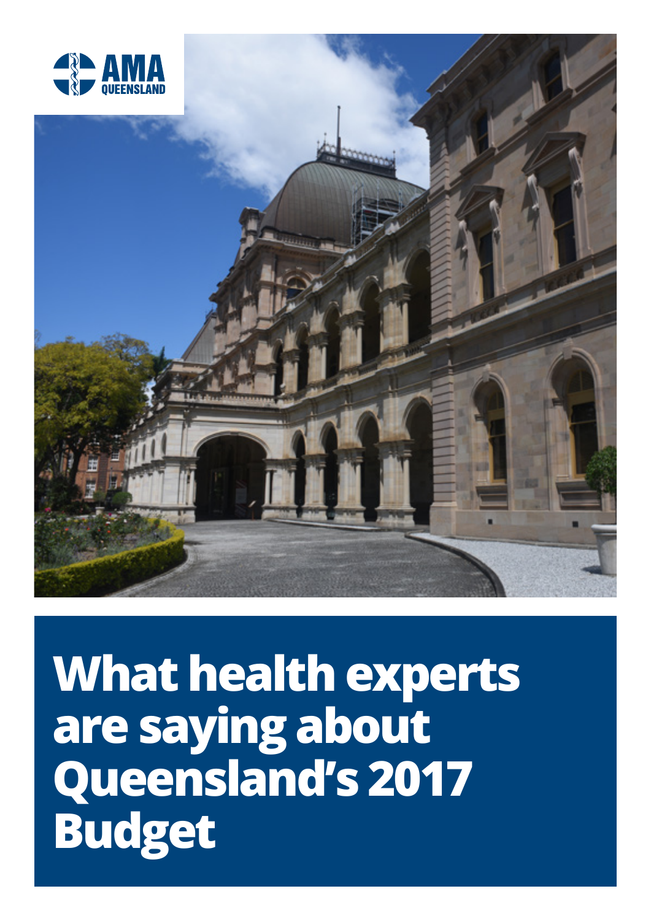AMA QUEENSLAND

# What health experts are saying about Queensland's 2017 Budget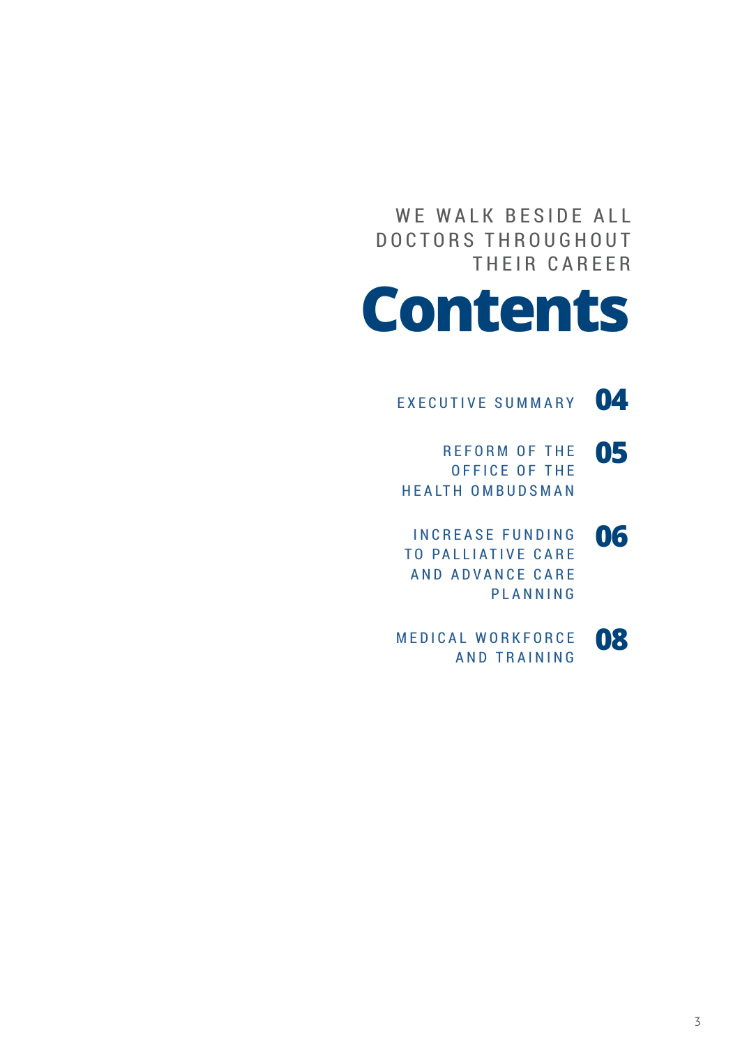WE WALK BESIDE ALL DOCTORS THROUGHOUT THEIR CAREER

# Contents

- EXECUTIVE SUMMARY **04**
- REFORM OF THE OFFICE OF THE HEALTH OMBUDSMAN **05**
- INCREASE FUNDING TO PALLIATIVE CARE AND ADVANCE CARE PLANNING **06**
- MEDICAL WORKFORCE AND TRAINING **08**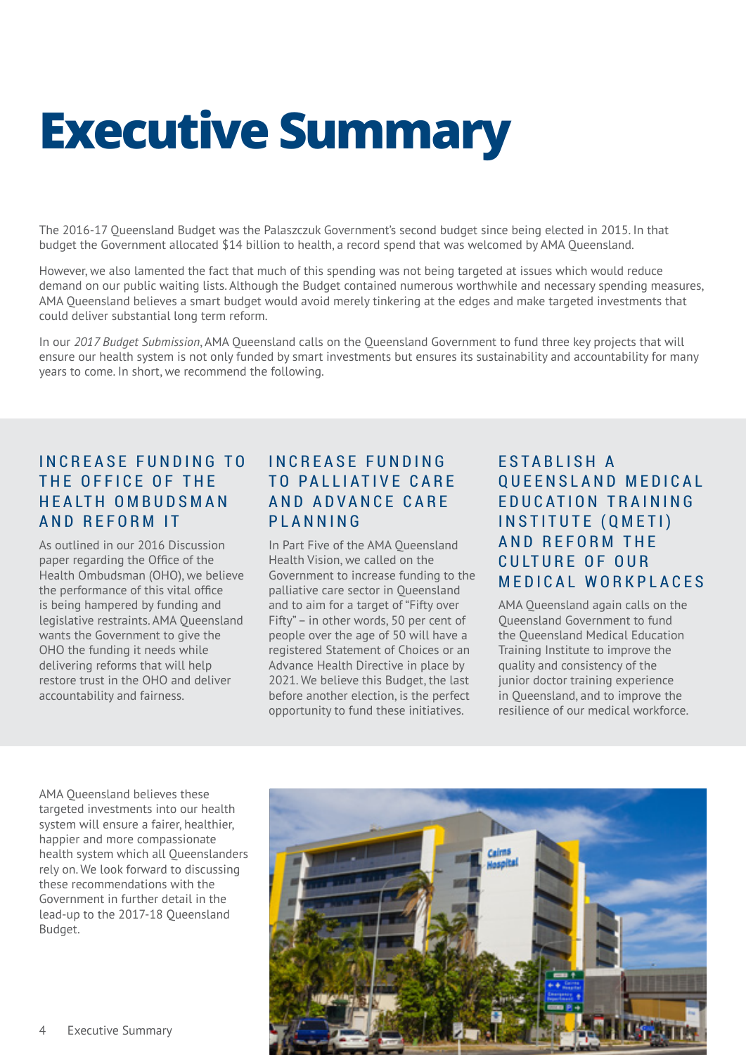# Executive Summary

The 2016-17 Queensland Budget was the Palaszczuk Government's second budget since being elected in 2015. In that budget the Government allocated $14 billion to health, a record spend that was welcomed by AMA Queensland.

However, we also lamented the fact that much of this spending was not being targeted at issues which would reduce demand on our public waiting lists. Although the Budget contained numerous worthwhile and necessary spending measures, AMA Queensland believes a smart budget would avoid merely tinkering at the edges and make targeted investments that could deliver substantial long term reform.

In our *2017 Budget Submission*, AMA Queensland calls on the Queensland Government to fund three key projects that will ensure our health system is not only funded by smart investments but ensures its sustainability and accountability for many years to come. In short, we recommend the following.

## INCREASE FUNDING TO THE OFFICE OF THE HEALTH OMBUDSMAN AND REFORM IT

As outlined in our 2016 Discussion paper regarding the Office of the Health Ombudsman (OHO), we believe the performance of this vital office is being hampered by funding and legislative restraints. AMA Queensland wants the Government to give the OHO the funding it needs while delivering reforms that will help restore trust in the OHO and deliver accountability and fairness.

## INCREASE FUNDING TO PALLIATIVE CARE AND ADVANCE CARE PLANNING

In Part Five of the AMA Queensland Health Vision, we called on the Government to increase funding to the palliative care sector in Queensland and to aim for a target of "Fifty over Fifty" – in other words, 50 per cent of people over the age of 50 will have a registered Statement of Choices or an Advance Health Directive in place by 2021. We believe this Budget, the last before another election, is the perfect opportunity to fund these initiatives.

## ESTABLISH A QUEENSLAND MEDICAL EDUCATION TRAINING INSTITUTE (QMETI) AND REFORM THE CULTURE OF OUR MEDICAL WORKPLACES

AMA Queensland again calls on the Queensland Government to fund the Queensland Medical Education Training Institute to improve the quality and consistency of the junior doctor training experience in Queensland, and to improve the resilience of our medical workforce.

AMA Queensland believes these targeted investments into our health system will ensure a fairer, healthier, happier and more compassionate health system which all Queenslanders rely on. We look forward to discussing these recommendations with the Government in further detail in the lead-up to the 2017-18 Queensland Budget.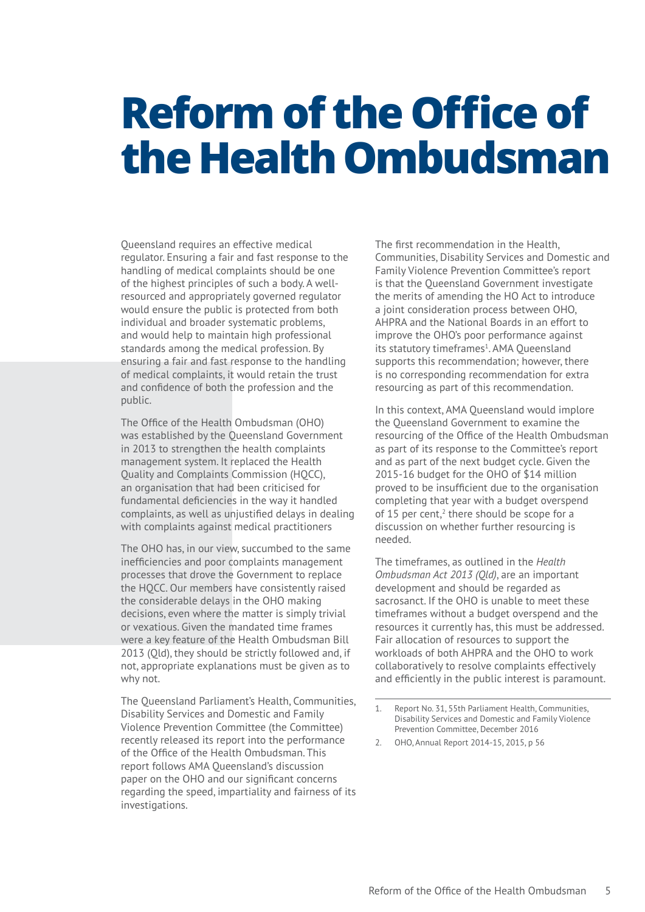# Reform of the Office of the Health Ombudsman

Queensland requires an effective medical regulator. Ensuring a fair and fast response to the handling of medical complaints should be one of the highest principles of such a body. A well-resourced and appropriately governed regulator would ensure the public is protected from both individual and broader systematic problems, and would help to maintain high professional standards among the medical profession. By ensuring a fair and fast response to the handling of medical complaints, it would retain the trust and confidence of both the profession and the public.

The Office of the Health Ombudsman (OHO) was established by the Queensland Government in 2013 to strengthen the health complaints management system. It replaced the Health Quality and Complaints Commission (HQCC), an organisation that had been criticised for fundamental deficiencies in the way it handled complaints, as well as unjustified delays in dealing with complaints against medical practitioners

The OHO has, in our view, succumbed to the same inefficiencies and poor complaints management processes that drove the Government to replace the HQCC. Our members have consistently raised the considerable delays in the OHO making decisions, even where the matter is simply trivial or vexatious. Given the mandated time frames were a key feature of the Health Ombudsman Bill 2013 (Qld), they should be strictly followed and, if not, appropriate explanations must be given as to why not.

The Queensland Parliament's Health, Communities, Disability Services and Domestic and Family Violence Prevention Committee (the Committee) recently released its report into the performance of the Office of the Health Ombudsman. This report follows AMA Queensland's discussion paper on the OHO and our significant concerns regarding the speed, impartiality and fairness of its investigations.

The first recommendation in the Health, Communities, Disability Services and Domestic and Family Violence Prevention Committee's report is that the Queensland Government investigate the merits of amending the HO Act to introduce a joint consideration process between OHO, AHPRA and the National Boards in an effort to improve the OHO's poor performance against its statutory timeframes[1]. AMA Queensland supports this recommendation; however, there is no corresponding recommendation for extra resourcing as part of this recommendation.

In this context, AMA Queensland would implore the Queensland Government to examine the resourcing of the Office of the Health Ombudsman as part of its response to the Committee's report and as part of the next budget cycle. Given the 2015-16 budget for the OHO of $14 million proved to be insufficient due to the organisation completing that year with a budget overspend of 15 per cent,[2] there should be scope for a discussion on whether further resourcing is needed.

The timeframes, as outlined in the *Health Ombudsman Act 2013 (Qld)*, are an important development and should be regarded as sacrosanct. If the OHO is unable to meet these timeframes without a budget overspend and the resources it currently has, this must be addressed. Fair allocation of resources to support the workloads of both AHPRA and the OHO to work collaboratively to resolve complaints effectively and efficiently in the public interest is paramount.

---

1. Report No. 31, 55th Parliament Health, Communities, Disability Services and Domestic and Family Violence Prevention Committee, December 2016
2. OHO, Annual Report 2014-15, 2015, p 56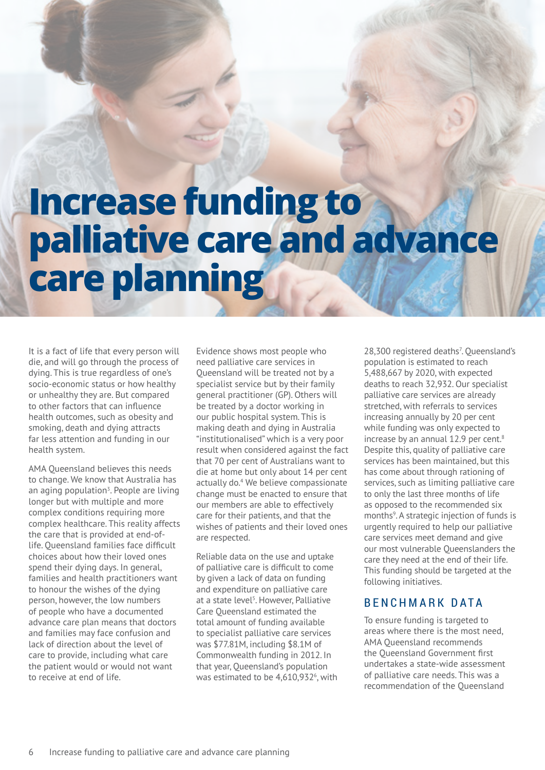# Increase funding to palliative care and advance care planning

It is a fact of life that every person will die, and will go through the process of dying. This is true regardless of one's socio-economic status or how healthy or unhealthy they are. But compared to other factors that can influence health outcomes, such as obesity and smoking, death and dying attracts far less attention and funding in our health system.

AMA Queensland believes this needs to change. We know that Australia has an aging population[3]. People are living longer but with multiple and more complex conditions requiring more complex healthcare. This reality affects the care that is provided at end-of-life. Queensland families face difficult choices about how their loved ones spend their dying days. In general, families and health practitioners want to honour the wishes of the dying person, however, the low numbers of people who have a documented advance care plan means that doctors and families may face confusion and lack of direction about the level of care to provide, including what care the patient would or would not want to receive at end of life.

Evidence shows most people who need palliative care services in Queensland will be treated not by a specialist service but by their family general practitioner (GP). Others will be treated by a doctor working in our public hospital system. This is making death and dying in Australia "institutionalised" which is a very poor result when considered against the fact that 70 per cent of Australians want to die at home but only about 14 per cent actually do.[4] We believe compassionate change must be enacted to ensure that our members are able to effectively care for their patients, and that the wishes of patients and their loved ones are respected.

Reliable data on the use and uptake of palliative care is difficult to come by given a lack of data on funding and expenditure on palliative care at a state level[5]. However, Palliative Care Queensland estimated the total amount of funding available to specialist palliative care services was $77.81M, including $8.1M of Commonwealth funding in 2012. In that year, Queensland's population was estimated to be 4,610,932[6], with 28,300 registered deaths[7]. Queensland's population is estimated to reach 5,488,667 by 2020, with expected deaths to reach 32,932. Our specialist palliative care services are already stretched, with referrals to services increasing annually by 20 per cent while funding was only expected to increase by an annual 12.9 per cent.[8] Despite this, quality of palliative care services has been maintained, but this has come about through rationing of services, such as limiting palliative care to only the last three months of life as opposed to the recommended six months[9]. A strategic injection of funds is urgently required to help our palliative care services meet demand and give our most vulnerable Queenslanders the care they need at the end of their life. This funding should be targeted at the following initiatives.

## BENCHMARK DATA

To ensure funding is targeted to areas where there is the most need, AMA Queensland recommends the Queensland Government first undertakes a state-wide assessment of palliative care needs. This was a recommendation of the Queensland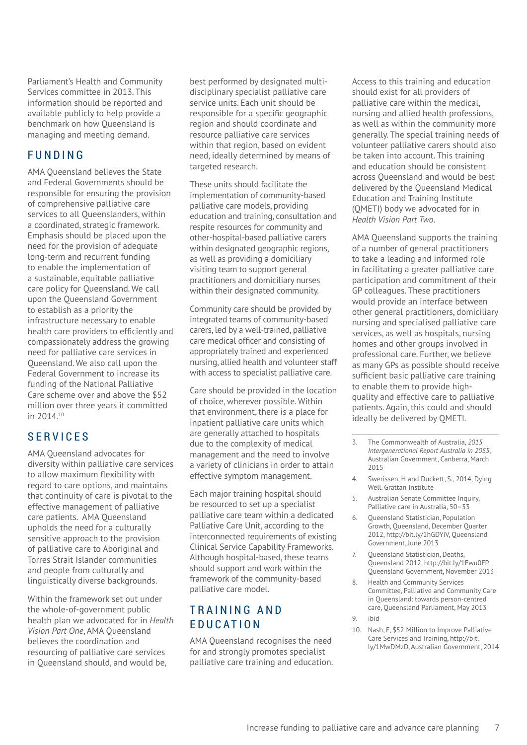Parliament's Health and Community Services committee in 2013. This information should be reported and available publicly to help provide a benchmark on how Queensland is managing and meeting demand.

## FUNDING

AMA Queensland believes the State and Federal Governments should be responsible for ensuring the provision of comprehensive palliative care services to all Queenslanders, within a coordinated, strategic framework. Emphasis should be placed upon the need for the provision of adequate long-term and recurrent funding to enable the implementation of a sustainable, equitable palliative care policy for Queensland. We call upon the Queensland Government to establish as a priority the infrastructure necessary to enable health care providers to efficiently and compassionately address the growing need for palliative care services in Queensland. We also call upon the Federal Government to increase its funding of the National Palliative Care scheme over and above the $52 million over three years it committed in 2014.[10]

## SERVICES

AMA Queensland advocates for diversity within palliative care services to allow maximum flexibility with regard to care options, and maintains that continuity of care is pivotal to the effective management of palliative care patients. AMA Queensland upholds the need for a culturally sensitive approach to the provision of palliative care to Aboriginal and Torres Strait Islander communities and people from culturally and linguistically diverse backgrounds.

Within the framework set out under the whole-of-government public health plan we advocated for in *Health Vision Part One*, AMA Queensland believes the coordination and resourcing of palliative care services in Queensland should, and would be, best performed by designated multi-disciplinary specialist palliative care service units. Each unit should be responsible for a specific geographic region and should coordinate and resource palliative care services within that region, based on evident need, ideally determined by means of targeted research.

These units should facilitate the implementation of community-based palliative care models, providing education and training, consultation and respite resources for community and other-hospital-based palliative carers within designated geographic regions, as well as providing a domiciliary visiting team to support general practitioners and domiciliary nurses within their designated community.

Community care should be provided by integrated teams of community-based carers, led by a well-trained, palliative care medical officer and consisting of appropriately trained and experienced nursing, allied health and volunteer staff with access to specialist palliative care.

Care should be provided in the location of choice, wherever possible. Within that environment, there is a place for inpatient palliative care units which are generally attached to hospitals due to the complexity of medical management and the need to involve a variety of clinicians in order to attain effective symptom management.

Each major training hospital should be resourced to set up a specialist palliative care team within a dedicated Palliative Care Unit, according to the interconnected requirements of existing Clinical Service Capability Frameworks. Although hospital-based, these teams should support and work within the framework of the community-based palliative care model.

## TRAINING AND EDUCATION

AMA Queensland recognises the need for and strongly promotes specialist palliative care training and education. Access to this training and education should exist for all providers of palliative care within the medical, nursing and allied health professions, as well as within the community more generally. The special training needs of volunteer palliative carers should also be taken into account. This training and education should be consistent across Queensland and would be best delivered by the Queensland Medical Education and Training Institute (QMETI) body we advocated for in *Health Vision Part Two*.

AMA Queensland supports the training of a number of general practitioners to take a leading and informed role in facilitating a greater palliative care participation and commitment of their GP colleagues. These practitioners would provide an interface between other general practitioners, domiciliary nursing and specialised palliative care services, as well as hospitals, nursing homes and other groups involved in professional care. Further, we believe as many GPs as possible should receive sufficient basic palliative care training to enable them to provide high-quality and effective care to palliative patients. Again, this could and should ideally be delivered by QMETI.

---

3. The Commonwealth of Australia, *2015 Intergenerational Report Australia in 2055*, Australian Government, Canberra, March 2015
4. Swerissen, H and Duckett, S., 2014, Dying Well. Grattan Institute
5. Australian Senate Committee Inquiry, Palliative care in Australia, 50–53
6. Queensland Statistician, Population Growth, Queensland, December Quarter 2012, http://bit.ly/1hGDYiV, Queensland Government, June 2013
7. Queensland Statistician, Deaths, Queensland 2012, http://bit.ly/1Ewu0FP, Queensland Government, November 2013
8. Health and Community Services Committee, Palliative and Community Care in Queensland: towards person-centred care, Queensland Parliament, May 2013
9. ibid
10. Nash, F, $52 Million to Improve Palliative Care Services and Training, http://bit.ly/1MwDMzD, Australian Government, 2014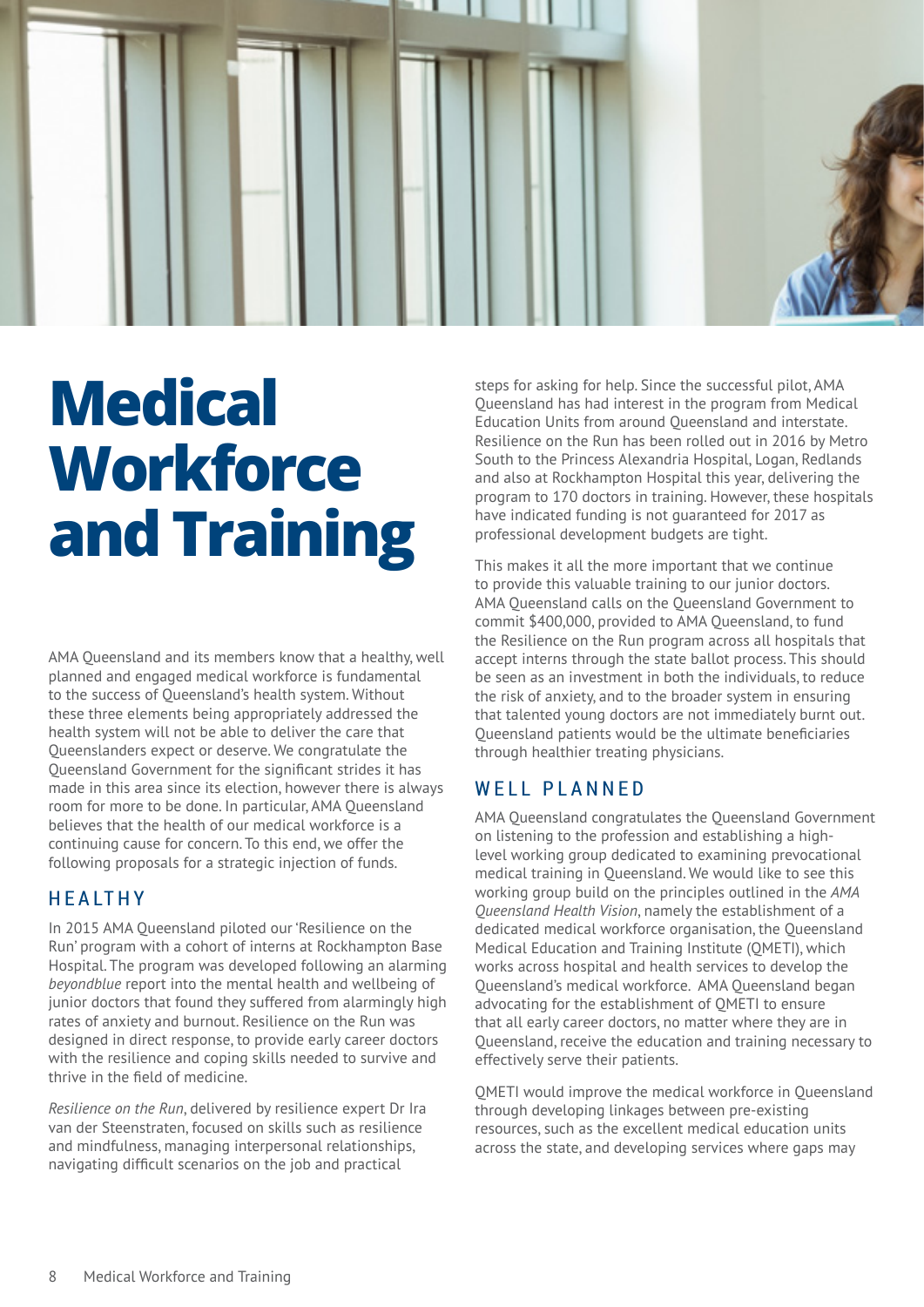# Medical Workforce and Training

AMA Queensland and its members know that a healthy, well planned and engaged medical workforce is fundamental to the success of Queensland's health system. Without these three elements being appropriately addressed the health system will not be able to deliver the care that Queenslanders expect or deserve. We congratulate the Queensland Government for the significant strides it has made in this area since its election, however there is always room for more to be done. In particular, AMA Queensland believes that the health of our medical workforce is a continuing cause for concern. To this end, we offer the following proposals for a strategic injection of funds.

## HEALTHY

In 2015 AMA Queensland piloted our 'Resilience on the Run' program with a cohort of interns at Rockhampton Base Hospital. The program was developed following an alarming *beyondblue* report into the mental health and wellbeing of junior doctors that found they suffered from alarmingly high rates of anxiety and burnout. Resilience on the Run was designed in direct response, to provide early career doctors with the resilience and coping skills needed to survive and thrive in the field of medicine.

*Resilience on the Run*, delivered by resilience expert Dr Ira van der Steenstraten, focused on skills such as resilience and mindfulness, managing interpersonal relationships, navigating difficult scenarios on the job and practical steps for asking for help. Since the successful pilot, AMA Queensland has had interest in the program from Medical Education Units from around Queensland and interstate. Resilience on the Run has been rolled out in 2016 by Metro South to the Princess Alexandria Hospital, Logan, Redlands and also at Rockhampton Hospital this year, delivering the program to 170 doctors in training. However, these hospitals have indicated funding is not guaranteed for 2017 as professional development budgets are tight.

This makes it all the more important that we continue to provide this valuable training to our junior doctors. AMA Queensland calls on the Queensland Government to commit $400,000, provided to AMA Queensland, to fund the Resilience on the Run program across all hospitals that accept interns through the state ballot process. This should be seen as an investment in both the individuals, to reduce the risk of anxiety, and to the broader system in ensuring that talented young doctors are not immediately burnt out. Queensland patients would be the ultimate beneficiaries through healthier treating physicians.

## WELL PLANNED

AMA Queensland congratulates the Queensland Government on listening to the profession and establishing a high-level working group dedicated to examining prevocational medical training in Queensland. We would like to see this working group build on the principles outlined in the *AMA Queensland Health Vision*, namely the establishment of a dedicated medical workforce organisation, the Queensland Medical Education and Training Institute (QMETI), which works across hospital and health services to develop the Queensland's medical workforce. AMA Queensland began advocating for the establishment of QMETI to ensure that all early career doctors, no matter where they are in Queensland, receive the education and training necessary to effectively serve their patients.

QMETI would improve the medical workforce in Queensland through developing linkages between pre-existing resources, such as the excellent medical education units across the state, and developing services where gaps may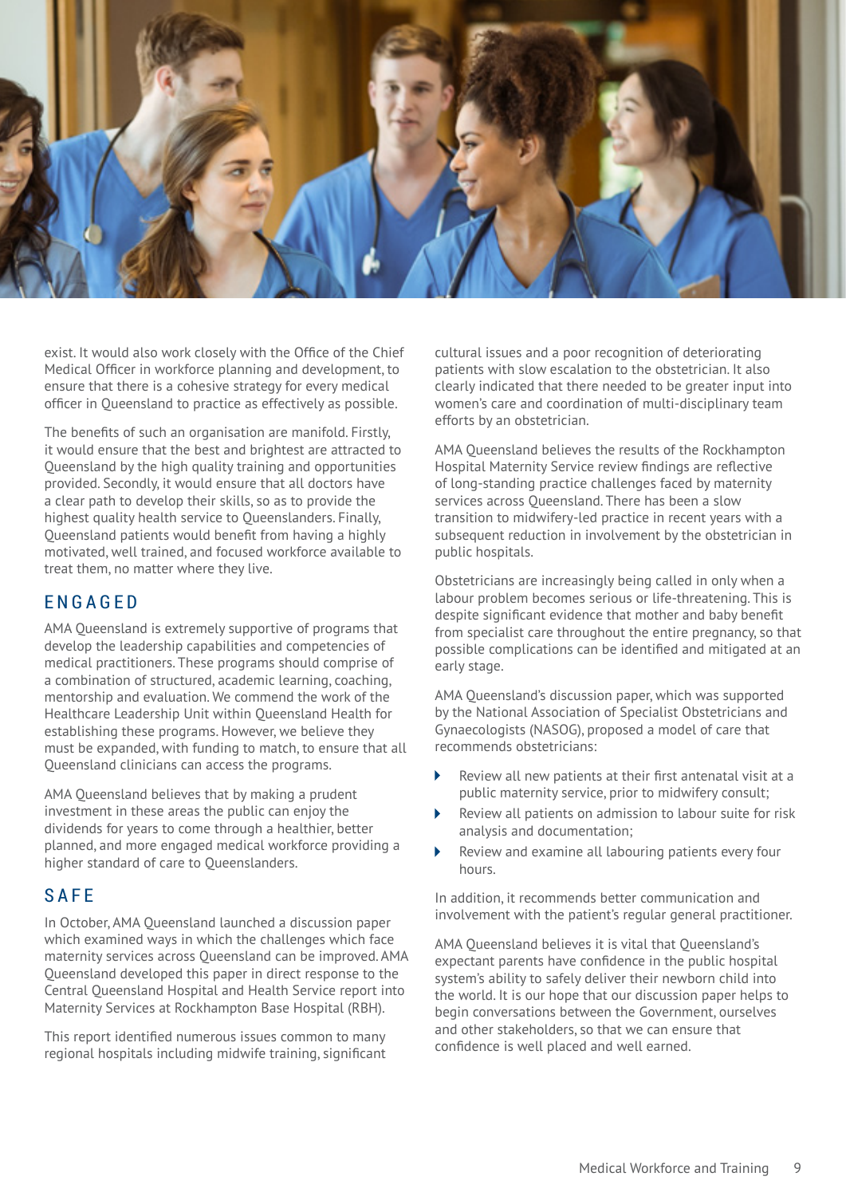exist. It would also work closely with the Office of the Chief Medical Officer in workforce planning and development, to ensure that there is a cohesive strategy for every medical officer in Queensland to practice as effectively as possible.

The benefits of such an organisation are manifold. Firstly, it would ensure that the best and brightest are attracted to Queensland by the high quality training and opportunities provided. Secondly, it would ensure that all doctors have a clear path to develop their skills, so as to provide the highest quality health service to Queenslanders. Finally, Queensland patients would benefit from having a highly motivated, well trained, and focused workforce available to treat them, no matter where they live.

## ENGAGED

AMA Queensland is extremely supportive of programs that develop the leadership capabilities and competencies of medical practitioners. These programs should comprise of a combination of structured, academic learning, coaching, mentorship and evaluation. We commend the work of the Healthcare Leadership Unit within Queensland Health for establishing these programs. However, we believe they must be expanded, with funding to match, to ensure that all Queensland clinicians can access the programs.

AMA Queensland believes that by making a prudent investment in these areas the public can enjoy the dividends for years to come through a healthier, better planned, and more engaged medical workforce providing a higher standard of care to Queenslanders.

## SAFE

In October, AMA Queensland launched a discussion paper which examined ways in which the challenges which face maternity services across Queensland can be improved. AMA Queensland developed this paper in direct response to the Central Queensland Hospital and Health Service report into Maternity Services at Rockhampton Base Hospital (RBH).

This report identified numerous issues common to many regional hospitals including midwife training, significant cultural issues and a poor recognition of deteriorating patients with slow escalation to the obstetrician. It also clearly indicated that there needed to be greater input into women's care and coordination of multi-disciplinary team efforts by an obstetrician.

AMA Queensland believes the results of the Rockhampton Hospital Maternity Service review findings are reflective of long-standing practice challenges faced by maternity services across Queensland. There has been a slow transition to midwifery-led practice in recent years with a subsequent reduction in involvement by the obstetrician in public hospitals.

Obstetricians are increasingly being called in only when a labour problem becomes serious or life-threatening. This is despite significant evidence that mother and baby benefit from specialist care throughout the entire pregnancy, so that possible complications can be identified and mitigated at an early stage.

AMA Queensland's discussion paper, which was supported by the National Association of Specialist Obstetricians and Gynaecologists (NASOG), proposed a model of care that recommends obstetricians:

- Review all new patients at their first antenatal visit at a public maternity service, prior to midwifery consult;
- Review all patients on admission to labour suite for risk analysis and documentation;
- Review and examine all labouring patients every four hours.

In addition, it recommends better communication and involvement with the patient's regular general practitioner.

AMA Queensland believes it is vital that Queensland's expectant parents have confidence in the public hospital system's ability to safely deliver their newborn child into the world. It is our hope that our discussion paper helps to begin conversations between the Government, ourselves and other stakeholders, so that we can ensure that confidence is well placed and well earned.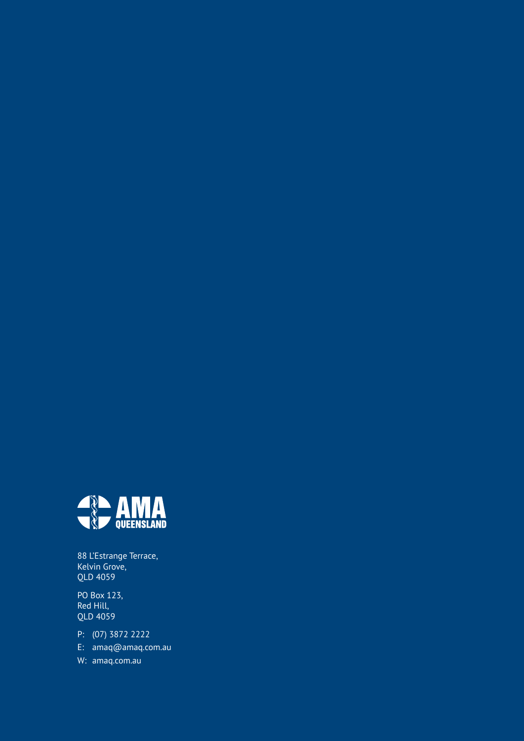AMA QUEENSLAND

88 L'Estrange Terrace,
Kelvin Grove,
QLD 4059

PO Box 123,
Red Hill,
QLD 4059

P: (07) 3872 2222

E: amaq@amaq.com.au

W: amaq.com.au